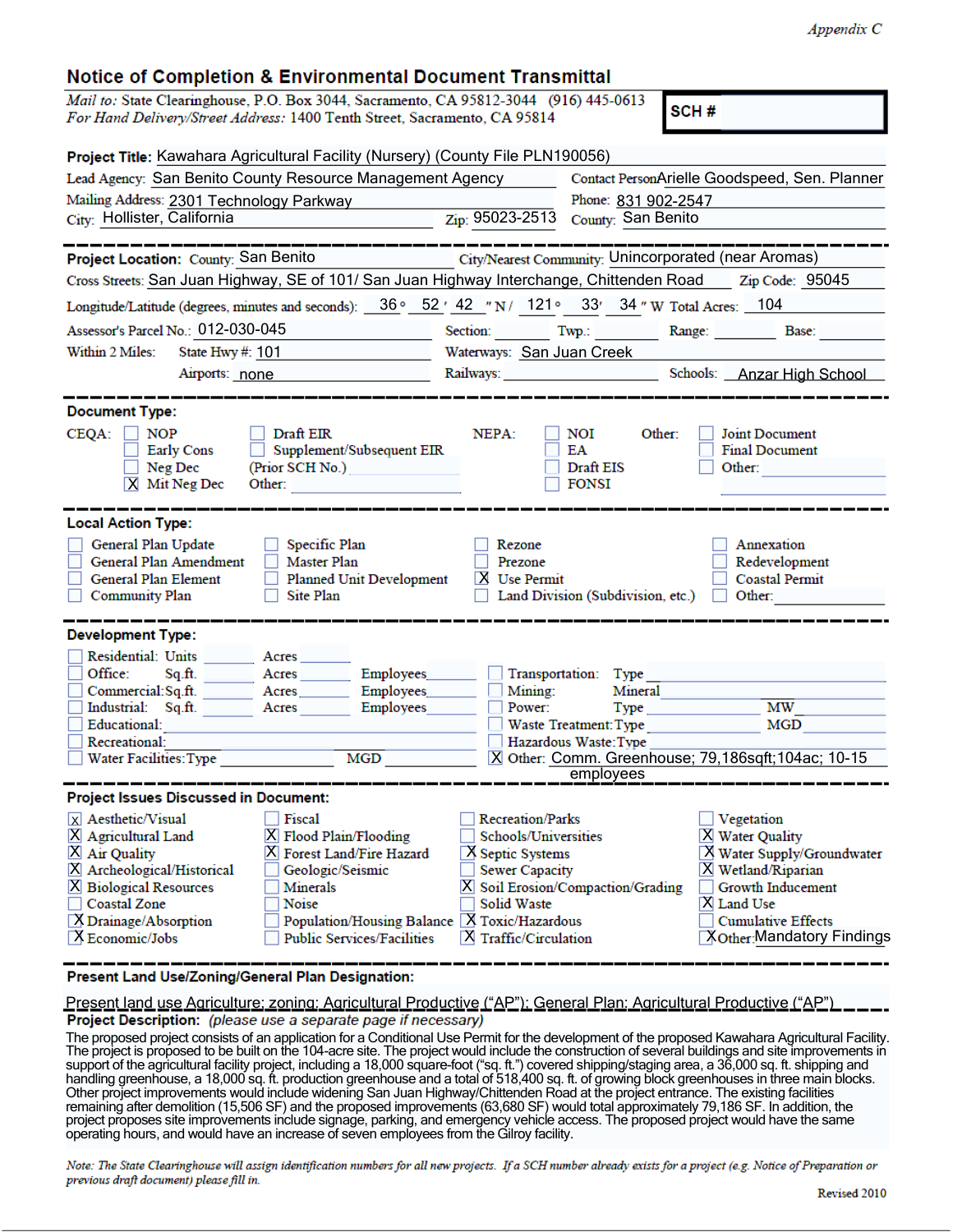*Appendix C*

# Notice of Completion & Environmental Document Transmittal

*Mail to:* State Clearinghouse, P.O. Box 3044, Sacramento, CA 95812-3044 (916) 445-0613
*For Hand Delivery/Street Address:* 1400 Tenth Street, Sacramento, CA 95814

**SCH #**

**Project Title:** Kawahara Agricultural Facility (Nursery) (County File PLN190056)

Lead Agency: San Benito County Resource Management Agency
Contact Person: Arielle Goodspeed, Sen. Planner

Mailing Address: 2301 Technology Parkway
Phone: 831 902-2547

City: Hollister, California
Zip: 95023-2513
County: San Benito

---

**Project Location:** County: San Benito
City/Nearest Community: Unincorporated (near Aromas)

Cross Streets: San Juan Highway, SE of 101/ San Juan Highway Interchange, Chittenden Road
Zip Code: 95045

Longitude/Latitude (degrees, minutes and seconds): 36 ° 52 ′ 42 ″ N / 121 ° 33′ 34 ″ W Total Acres: 104

Assessor's Parcel No.: 012-030-045
Section: Twp.: Range: Base:

Within 2 Miles: State Hwy #: 101
Waterways: San Juan Creek

Airports: none
Railways:
Schools: Anzar High School

---

**Document Type:**

CEQA:
- [ ] NOP
- [ ] Early Cons
- [ ] Neg Dec
- [X] Mit Neg Dec
- [ ] Draft EIR
- [ ] Supplement/Subsequent EIR
- (Prior SCH No.)
- Other:

NEPA:
- [ ] NOI
- [ ] EA
- [ ] Draft EIS
- [ ] FONSI

Other:
- [ ] Joint Document
- [ ] Final Document
- [ ] Other:

---

**Local Action Type:**

- [ ] General Plan Update
- [ ] General Plan Amendment
- [ ] General Plan Element
- [ ] Community Plan
- [ ] Specific Plan
- [ ] Master Plan
- [ ] Planned Unit Development
- [ ] Site Plan
- [ ] Rezone
- [ ] Prezone
- [X] Use Permit
- [ ] Land Division (Subdivision, etc.)
- [ ] Annexation
- [ ] Redevelopment
- [ ] Coastal Permit
- [ ] Other:

---

**Development Type:**

- [ ] Residential: Units ____ Acres ____
- [ ] Office: Sq.ft. ____ Acres ____ Employees ____
- [ ] Commercial: Sq.ft. ____ Acres ____ Employees ____
- [ ] Industrial: Sq.ft. ____ Acres ____ Employees ____
- [ ] Educational:
- [ ] Recreational:
- [ ] Water Facilities: Type ____ MGD ____
- [ ] Transportation: Type
- [ ] Mining: Mineral
- [ ] Power: Type ____ MW ____
- [ ] Waste Treatment: Type ____ MGD ____
- [ ] Hazardous Waste: Type
- [X] Other: Comm. Greenhouse; 79,186sqft;104ac; 10-15 employees

---

**Project Issues Discussed in Document:**

- [X] Aesthetic/Visual
- [X] Agricultural Land
- [X] Air Quality
- [X] Archeological/Historical
- [X] Biological Resources
- [ ] Coastal Zone
- [X] Drainage/Absorption
- [X] Economic/Jobs
- [ ] Fiscal
- [X] Flood Plain/Flooding
- [X] Forest Land/Fire Hazard
- [ ] Geologic/Seismic
- [ ] Minerals
- [ ] Noise
- [ ] Population/Housing Balance
- [ ] Public Services/Facilities
- [ ] Recreation/Parks
- [ ] Schools/Universities
- [X] Septic Systems
- [ ] Sewer Capacity
- [X] Soil Erosion/Compaction/Grading
- [ ] Solid Waste
- [X] Toxic/Hazardous
- [X] Traffic/Circulation
- [ ] Vegetation
- [X] Water Quality
- [X] Water Supply/Groundwater
- [X] Wetland/Riparian
- [ ] Growth Inducement
- [X] Land Use
- [ ] Cumulative Effects
- [X] Other: Mandatory Findings

---

**Present Land Use/Zoning/General Plan Designation:**

Present land use Agriculture; zoning: Agricultural Productive ("AP"); General Plan: Agricultural Productive ("AP")

**Project Description:** *(please use a separate page if necessary)*

The proposed project consists of an application for a Conditional Use Permit for the development of the proposed Kawahara Agricultural Facility. The project is proposed to be built on the 104-acre site. The project would include the construction of several buildings and site improvements in support of the agricultural facility project, including a 18,000 square-foot ("sq. ft.") covered shipping/staging area, a 36,000 sq. ft. shipping and handling greenhouse, a 18,000 sq. ft. production greenhouse and a total of 518,400 sq. ft. of growing block greenhouses in three main blocks. Other project improvements would include widening San Juan Highway/Chittenden Road at the project entrance. The existing facilities remaining after demolition (15,506 SF) and the proposed improvements (63,680 SF) would total approximately 79,186 SF. In addition, the project proposes site improvements include signage, parking, and emergency vehicle access. The proposed project would have the same operating hours, and would have an increase of seven employees from the Gilroy facility.

*Note: The State Clearinghouse will assign identification numbers for all new projects. If a SCH number already exists for a project (e.g. Notice of Preparation or previous draft document) please fill in.*

Revised 2010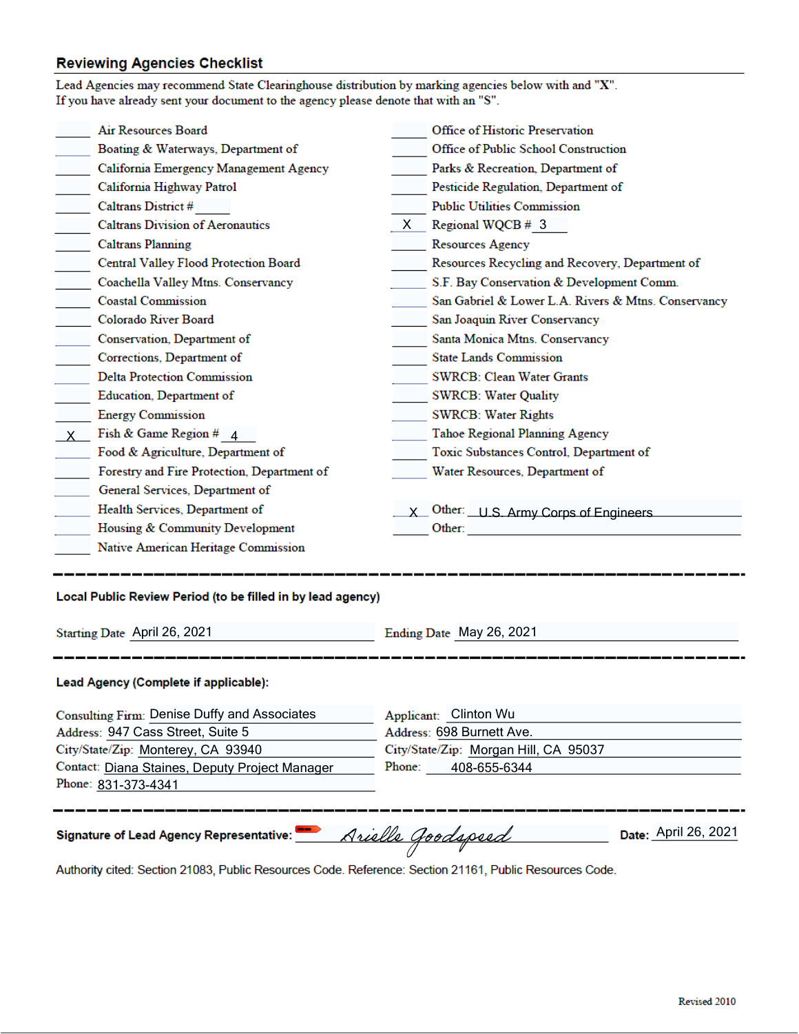## Reviewing Agencies Checklist

Lead Agencies may recommend State Clearinghouse distribution by marking agencies below with and "X".
If you have already sent your document to the agency please denote that with an "S".

| | | | |
|---|---|---|---|
| | Air Resources Board | | Office of Historic Preservation |
| | Boating & Waterways, Department of | | Office of Public School Construction |
| | California Emergency Management Agency | | Parks & Recreation, Department of |
| | California Highway Patrol | | Pesticide Regulation, Department of |
| | Caltrans District # ____ | | Public Utilities Commission |
| | Caltrans Division of Aeronautics | X | Regional WQCB # 3 |
| | Caltrans Planning | | Resources Agency |
| | Central Valley Flood Protection Board | | Resources Recycling and Recovery, Department of |
| | Coachella Valley Mtns. Conservancy | | S.F. Bay Conservation & Development Comm. |
| | Coastal Commission | | San Gabriel & Lower L.A. Rivers & Mtns. Conservancy |
| | Colorado River Board | | San Joaquin River Conservancy |
| | Conservation, Department of | | Santa Monica Mtns. Conservancy |
| | Corrections, Department of | | State Lands Commission |
| | Delta Protection Commission | | SWRCB: Clean Water Grants |
| | Education, Department of | | SWRCB: Water Quality |
| | Energy Commission | | SWRCB: Water Rights |
| X | Fish & Game Region # 4 | | Tahoe Regional Planning Agency |
| | Food & Agriculture, Department of | | Toxic Substances Control, Department of |
| | Forestry and Fire Protection, Department of | | Water Resources, Department of |
| | General Services, Department of | | |
| | Health Services, Department of | X | Other: U.S. Army Corps of Engineers |
| | Housing & Community Development | | Other: |
| | Native American Heritage Commission | | |

---

**Local Public Review Period (to be filled in by lead agency)**

Starting Date April 26, 2021 Ending Date May 26, 2021

---

**Lead Agency (Complete if applicable):**

| | |
|---|---|
| Consulting Firm: Denise Duffy and Associates | Applicant: Clinton Wu |
| Address: 947 Cass Street, Suite 5 | Address: 698 Burnett Ave. |
| City/State/Zip: Monterey, CA 93940 | City/State/Zip: Morgan Hill, CA 95037 |
| Contact: Diana Staines, Deputy Project Manager | Phone: 408-655-6344 |
| Phone: 831-373-4341 | |

---

**Signature of Lead Agency Representative:** *Arielle Goodspeed* **Date:** April 26, 2021

Authority cited: Section 21083, Public Resources Code. Reference: Section 21161, Public Resources Code.

Revised 2010